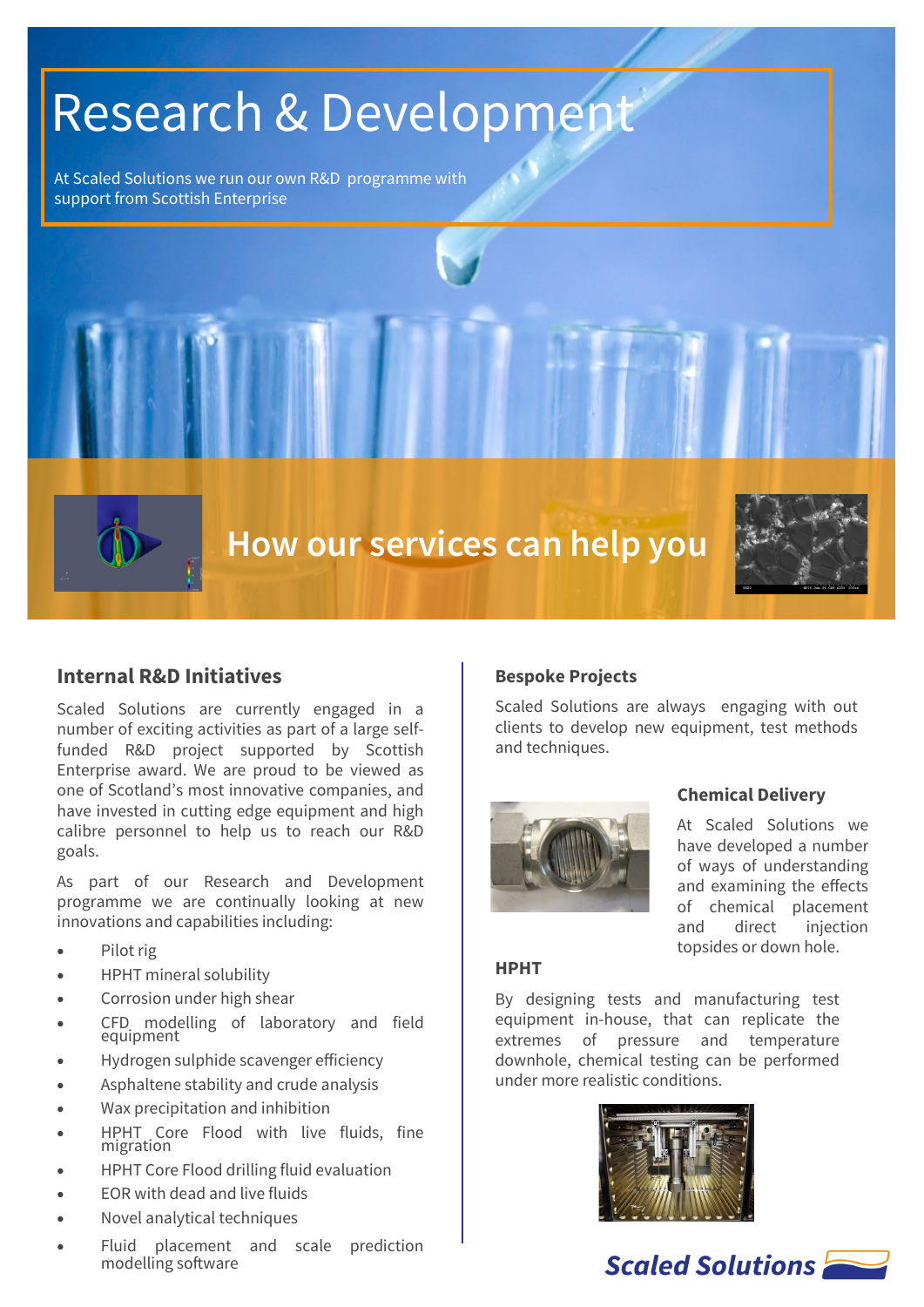# Research & Development

At Scaled Solutions we run our own R&D programme with support from Scottish Enterprise

## How our services can help you

### Internal R&D Initiatives

Scaled Solutions are currently engaged in a number of exciting activities as part of a large self-funded R&D project supported by Scottish Enterprise award. We are proud to be viewed as one of Scotland's most innovative companies, and have invested in cutting edge equipment and high calibre personnel to help us to reach our R&D goals.

As part of our Research and Development programme we are continually looking at new innovations and capabilities including:

- Pilot rig
- HPHT mineral solubility
- Corrosion under high shear
- CFD modelling of laboratory and field equipment
- Hydrogen sulphide scavenger efficiency
- Asphaltene stability and crude analysis
- Wax precipitation and inhibition
- HPHT Core Flood with live fluids, fine migration
- HPHT Core Flood drilling fluid evaluation
- EOR with dead and live fluids
- Novel analytical techniques
- Fluid placement and scale prediction modelling software

### Bespoke Projects

Scaled Solutions are always engaging with out clients to develop new equipment, test methods and techniques.

### Chemical Delivery

At Scaled Solutions we have developed a number of ways of understanding and examining the effects of chemical placement and direct injection topsides or down hole.

### HPHT

By designing tests and manufacturing test equipment in-house, that can replicate the extremes of pressure and temperature downhole, chemical testing can be performed under more realistic conditions.

Scaled Solutions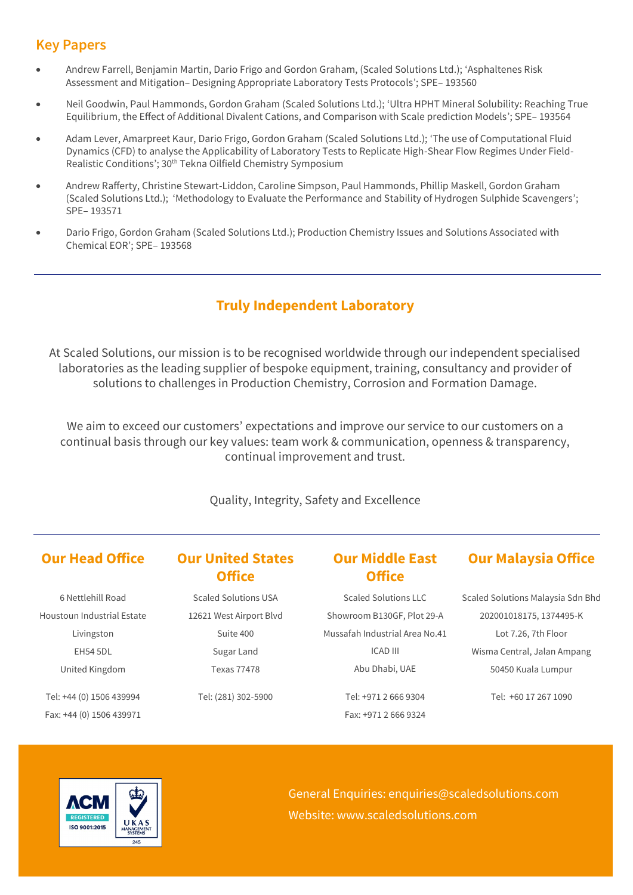## Key Papers

- Andrew Farrell, Benjamin Martin, Dario Frigo and Gordon Graham, (Scaled Solutions Ltd.); 'Asphaltenes Risk Assessment and Mitigation– Designing Appropriate Laboratory Tests Protocols'; SPE– 193560
- Neil Goodwin, Paul Hammonds, Gordon Graham (Scaled Solutions Ltd.); 'Ultra HPHT Mineral Solubility: Reaching True Equilibrium, the Effect of Additional Divalent Cations, and Comparison with Scale prediction Models'; SPE– 193564
- Adam Lever, Amarpreet Kaur, Dario Frigo, Gordon Graham (Scaled Solutions Ltd.); 'The use of Computational Fluid Dynamics (CFD) to analyse the Applicability of Laboratory Tests to Replicate High-Shear Flow Regimes Under Field-Realistic Conditions'; 30th Tekna Oilfield Chemistry Symposium
- Andrew Rafferty, Christine Stewart-Liddon, Caroline Simpson, Paul Hammonds, Phillip Maskell, Gordon Graham (Scaled Solutions Ltd.); 'Methodology to Evaluate the Performance and Stability of Hydrogen Sulphide Scavengers'; SPE– 193571
- Dario Frigo, Gordon Graham (Scaled Solutions Ltd.); Production Chemistry Issues and Solutions Associated with Chemical EOR'; SPE– 193568

---

## Truly Independent Laboratory

At Scaled Solutions, our mission is to be recognised worldwide through our independent specialised laboratories as the leading supplier of bespoke equipment, training, consultancy and provider of solutions to challenges in Production Chemistry, Corrosion and Formation Damage.

We aim to exceed our customers' expectations and improve our service to our customers on a continual basis through our key values: team work & communication, openness & transparency, continual improvement and trust.

Quality, Integrity, Safety and Excellence

---

### Our Head Office

6 Nettlehill Road
Houstoun Industrial Estate
Livingston
EH54 5DL
United Kingdom

Tel: +44 (0) 1506 439994
Fax: +44 (0) 1506 439971

### Our United States Office

Scaled Solutions USA
12621 West Airport Blvd
Suite 400
Sugar Land
Texas 77478

Tel: (281) 302-5900

### Our Middle East Office

Scaled Solutions LLC
Showroom B130GF, Plot 29-A
Mussafah Industrial Area No.41
ICAD III
Abu Dhabi, UAE

Tel: +971 2 666 9304
Fax: +971 2 666 9324

### Our Malaysia Office

Scaled Solutions Malaysia Sdn Bhd
202001018175, 1374495-K
Lot 7.26, 7th Floor
Wisma Central, Jalan Ampang
50450 Kuala Lumpur

Tel: +60 17 267 1090

ACM REGISTERED ISO 9001:2015 | UKAS MANAGEMENT SYSTEMS 245

General Enquiries: enquiries@scaledsolutions.com
Website: www.scaledsolutions.com